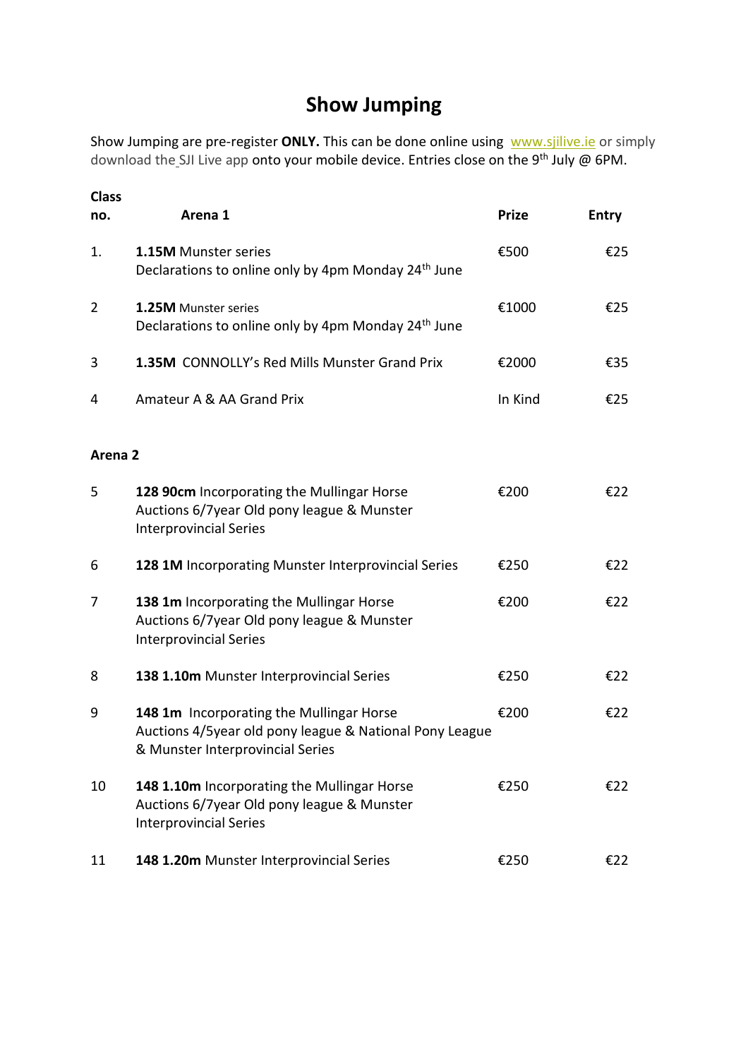# Show Jumping

Show Jumping are pre-register **ONLY.** This can be done online using [www.sjilive.ie](http://www.sjilive.ie) or simply download the SJI Live app onto your mobile device. Entries close on the 9th July @ 6PM.

| Class no. | Arena 1 | Prize | Entry |
|---|---|---|---|
| 1. | **1.15M** Munster series<br>Declarations to online only by 4pm Monday 24th June | €500 | €25 |
| 2 | **1.25M** Munster series<br>Declarations to online only by 4pm Monday 24th June | €1000 | €25 |
| 3 | **1.35M** CONNOLLY's Red Mills Munster Grand Prix | €2000 | €35 |
| 4 | Amateur A & AA Grand Prix | In Kind | €25 |
| **Arena 2** | | | |
| 5 | **128 90cm** Incorporating the Mullingar Horse Auctions 6/7year Old pony league & Munster Interprovincial Series | €200 | €22 |
| 6 | **128 1M** Incorporating Munster Interprovincial Series | €250 | €22 |
| 7 | **138 1m** Incorporating the Mullingar Horse Auctions 6/7year Old pony league & Munster Interprovincial Series | €200 | €22 |
| 8 | **138 1.10m** Munster Interprovincial Series | €250 | €22 |
| 9 | **148 1m** Incorporating the Mullingar Horse Auctions 4/5year old pony league & National Pony League & Munster Interprovincial Series | €200 | €22 |
| 10 | **148 1.10m** Incorporating the Mullingar Horse Auctions 6/7year Old pony league & Munster Interprovincial Series | €250 | €22 |
| 11 | **148 1.20m** Munster Interprovincial Series | €250 | €22 |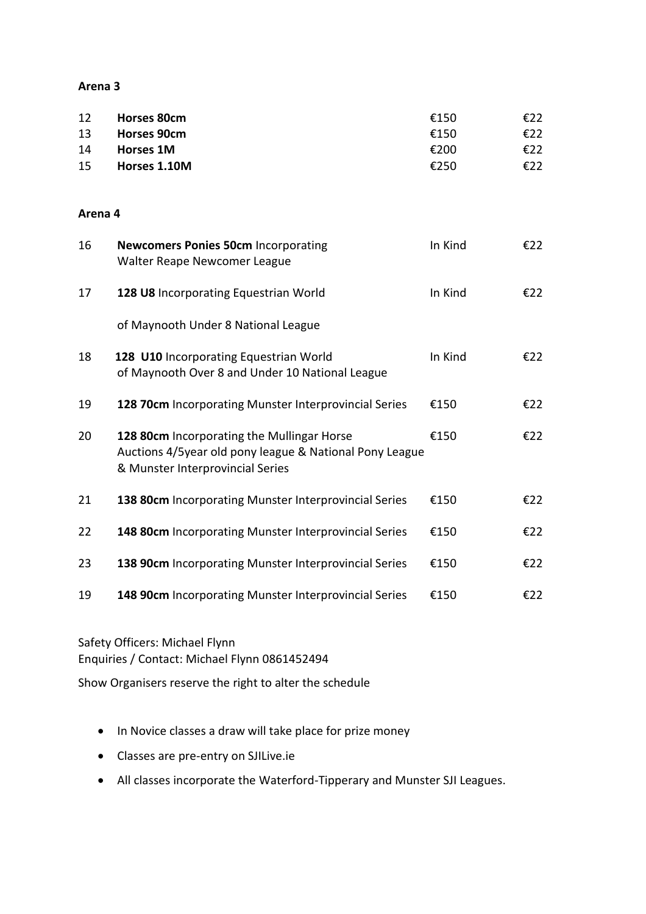**Arena 3**

| | | | |
|---|---|---|---|
| 12 | **Horses 80cm** | €150 | €22 |
| 13 | **Horses 90cm** | €150 | €22 |
| 14 | **Horses 1M** | €200 | €22 |
| 15 | **Horses 1.10M** | €250 | €22 |

**Arena 4**

| | | | |
|---|---|---|---|
| 16 | **Newcomers Ponies 50cm** Incorporating Walter Reape Newcomer League | In Kind | €22 |
| 17 | **128 U8** Incorporating Equestrian World of Maynooth Under 8 National League | In Kind | €22 |
| 18 | **128 U10** Incorporating Equestrian World of Maynooth Over 8 and Under 10 National League | In Kind | €22 |
| 19 | **128 70cm** Incorporating Munster Interprovincial Series | €150 | €22 |
| 20 | **128 80cm** Incorporating the Mullingar Horse Auctions 4/5year old pony league & National Pony League & Munster Interprovincial Series | €150 | €22 |
| 21 | **138 80cm** Incorporating Munster Interprovincial Series | €150 | €22 |
| 22 | **148 80cm** Incorporating Munster Interprovincial Series | €150 | €22 |
| 23 | **138 90cm** Incorporating Munster Interprovincial Series | €150 | €22 |
| 19 | **148 90cm** Incorporating Munster Interprovincial Series | €150 | €22 |

Safety Officers: Michael Flynn
Enquiries / Contact: Michael Flynn 0861452494

Show Organisers reserve the right to alter the schedule

- In Novice classes a draw will take place for prize money
- Classes are pre-entry on SJILive.ie
- All classes incorporate the Waterford-Tipperary and Munster SJI Leagues.